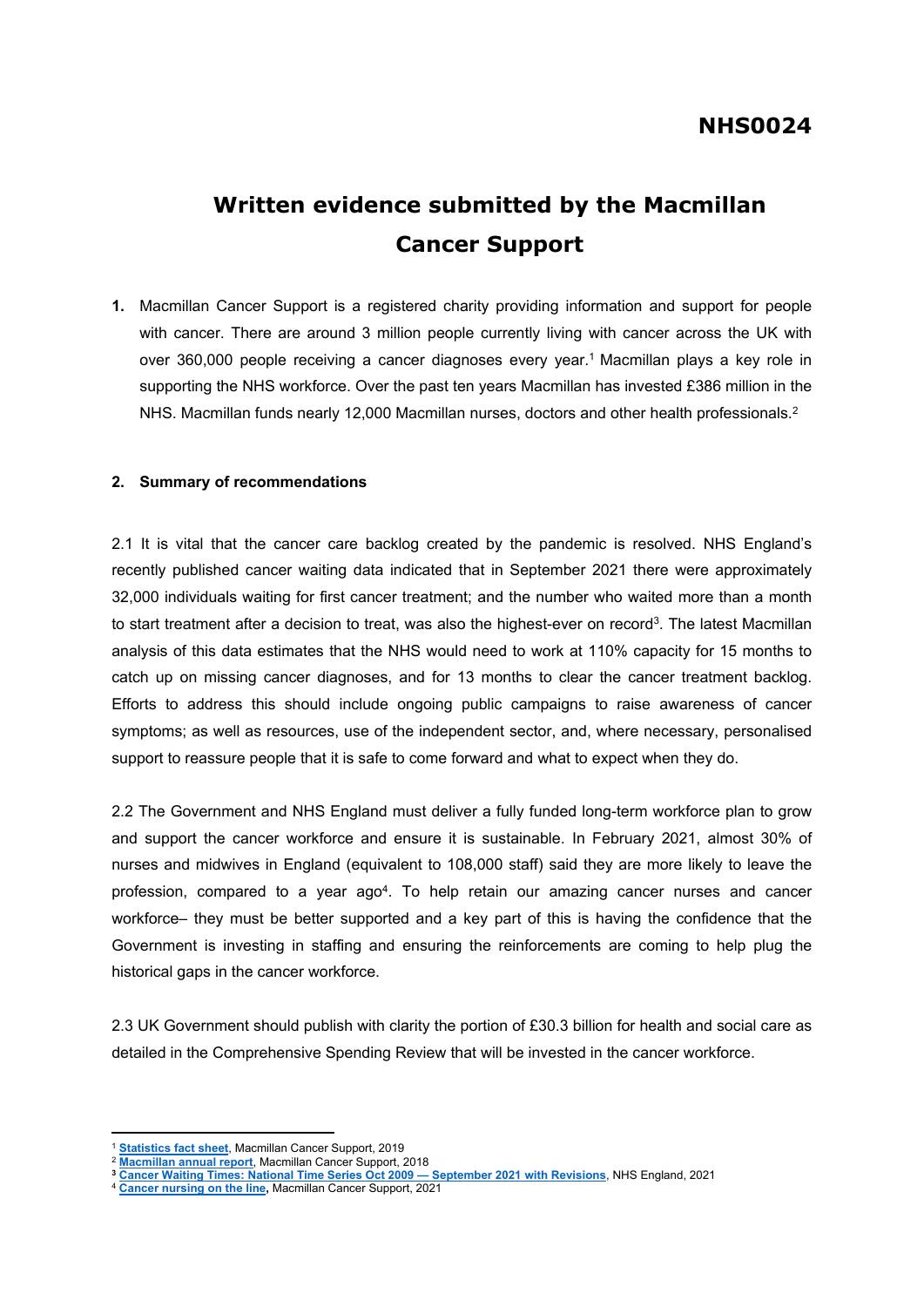**NHS0024**

# Written evidence submitted by the Macmillan Cancer Support

**1.** Macmillan Cancer Support is a registered charity providing information and support for people with cancer. There are around 3 million people currently living with cancer across the UK with over 360,000 people receiving a cancer diagnoses every year.[1] Macmillan plays a key role in supporting the NHS workforce. Over the past ten years Macmillan has invested £386 million in the NHS. Macmillan funds nearly 12,000 Macmillan nurses, doctors and other health professionals.[2]

**2. Summary of recommendations**

2.1 It is vital that the cancer care backlog created by the pandemic is resolved. NHS England's recently published cancer waiting data indicated that in September 2021 there were approximately 32,000 individuals waiting for first cancer treatment; and the number who waited more than a month to start treatment after a decision to treat, was also the highest-ever on record[3]. The latest Macmillan analysis of this data estimates that the NHS would need to work at 110% capacity for 15 months to catch up on missing cancer diagnoses, and for 13 months to clear the cancer treatment backlog. Efforts to address this should include ongoing public campaigns to raise awareness of cancer symptoms; as well as resources, use of the independent sector, and, where necessary, personalised support to reassure people that it is safe to come forward and what to expect when they do.

2.2 The Government and NHS England must deliver a fully funded long-term workforce plan to grow and support the cancer workforce and ensure it is sustainable. In February 2021, almost 30% of nurses and midwives in England (equivalent to 108,000 staff) said they are more likely to leave the profession, compared to a year ago[4]. To help retain our amazing cancer nurses and cancer workforce– they must be better supported and a key part of this is having the confidence that the Government is investing in staffing and ensuring the reinforcements are coming to help plug the historical gaps in the cancer workforce.

2.3 UK Government should publish with clarity the portion of £30.3 billion for health and social care as detailed in the Comprehensive Spending Review that will be invested in the cancer workforce.

---

[1] **Statistics fact sheet**, Macmillan Cancer Support, 2019

[2] **Macmillan annual report**, Macmillan Cancer Support, 2018

[3] **Cancer Waiting Times: National Time Series Oct 2009 — September 2021 with Revisions**, NHS England, 2021

[4] **Cancer nursing on the line,** Macmillan Cancer Support, 2021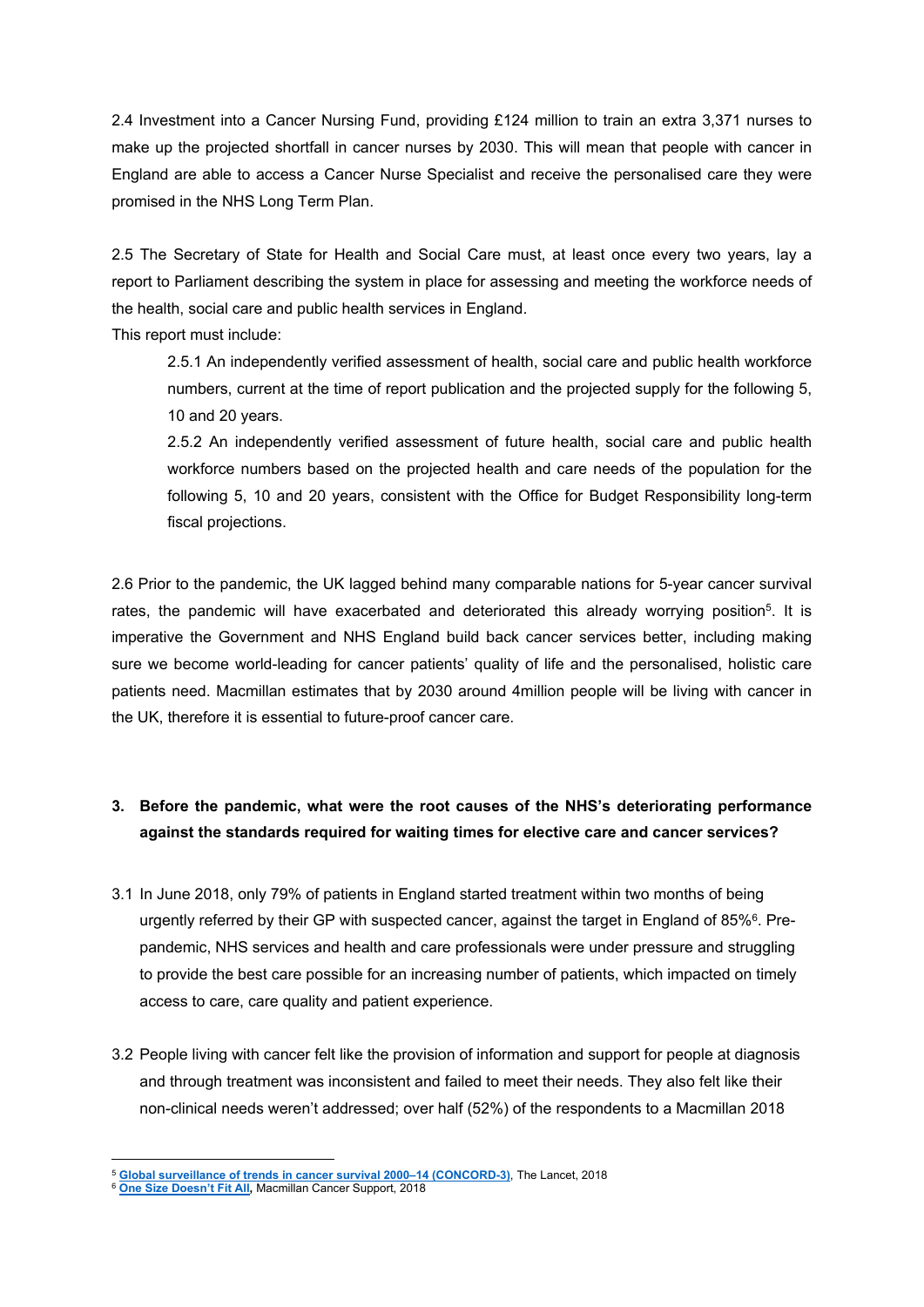2.4 Investment into a Cancer Nursing Fund, providing £124 million to train an extra 3,371 nurses to make up the projected shortfall in cancer nurses by 2030. This will mean that people with cancer in England are able to access a Cancer Nurse Specialist and receive the personalised care they were promised in the NHS Long Term Plan.

2.5 The Secretary of State for Health and Social Care must, at least once every two years, lay a report to Parliament describing the system in place for assessing and meeting the workforce needs of the health, social care and public health services in England.

This report must include:

> 2.5.1 An independently verified assessment of health, social care and public health workforce numbers, current at the time of report publication and the projected supply for the following 5, 10 and 20 years.
>
> 2.5.2 An independently verified assessment of future health, social care and public health workforce numbers based on the projected health and care needs of the population for the following 5, 10 and 20 years, consistent with the Office for Budget Responsibility long-term fiscal projections.

2.6 Prior to the pandemic, the UK lagged behind many comparable nations for 5-year cancer survival rates, the pandemic will have exacerbated and deteriorated this already worrying position[5]. It is imperative the Government and NHS England build back cancer services better, including making sure we become world-leading for cancer patients' quality of life and the personalised, holistic care patients need. Macmillan estimates that by 2030 around 4million people will be living with cancer in the UK, therefore it is essential to future-proof cancer care.

3. **Before the pandemic, what were the root causes of the NHS's deteriorating performance against the standards required for waiting times for elective care and cancer services?**

3.1 In June 2018, only 79% of patients in England started treatment within two months of being urgently referred by their GP with suspected cancer, against the target in England of 85%[6]. Pre-pandemic, NHS services and health and care professionals were under pressure and struggling to provide the best care possible for an increasing number of patients, which impacted on timely access to care, care quality and patient experience.

3.2 People living with cancer felt like the provision of information and support for people at diagnosis and through treatment was inconsistent and failed to meet their needs. They also felt like their non-clinical needs weren't addressed; over half (52%) of the respondents to a Macmillan 2018

---

[5] **Global surveillance of trends in cancer survival 2000–14 (CONCORD-3)**, The Lancet, 2018

[6] **One Size Doesn't Fit All**, Macmillan Cancer Support, 2018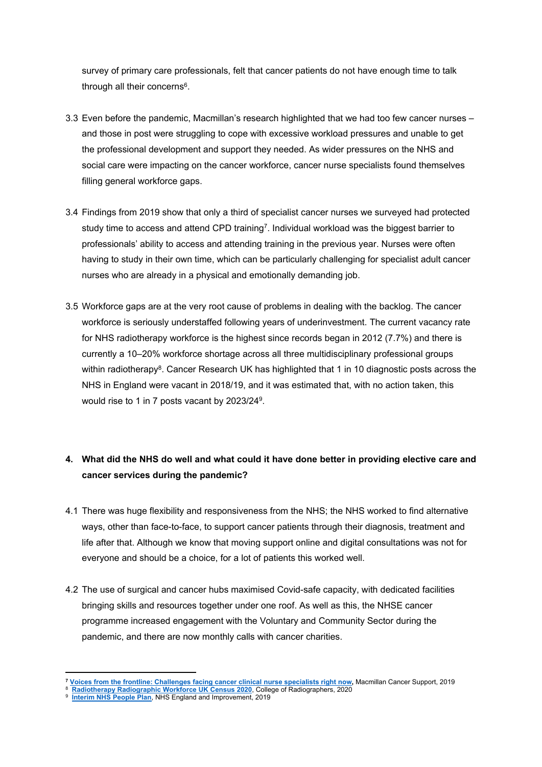survey of primary care professionals, felt that cancer patients do not have enough time to talk through all their concerns[6].

3.3 Even before the pandemic, Macmillan's research highlighted that we had too few cancer nurses – and those in post were struggling to cope with excessive workload pressures and unable to get the professional development and support they needed. As wider pressures on the NHS and social care were impacting on the cancer workforce, cancer nurse specialists found themselves filling general workforce gaps.

3.4 Findings from 2019 show that only a third of specialist cancer nurses we surveyed had protected study time to access and attend CPD training[7]. Individual workload was the biggest barrier to professionals' ability to access and attending training in the previous year. Nurses were often having to study in their own time, which can be particularly challenging for specialist adult cancer nurses who are already in a physical and emotionally demanding job.

3.5 Workforce gaps are at the very root cause of problems in dealing with the backlog. The cancer workforce is seriously understaffed following years of underinvestment. The current vacancy rate for NHS radiotherapy workforce is the highest since records began in 2012 (7.7%) and there is currently a 10–20% workforce shortage across all three multidisciplinary professional groups within radiotherapy[8]. Cancer Research UK has highlighted that 1 in 10 diagnostic posts across the NHS in England were vacant in 2018/19, and it was estimated that, with no action taken, this would rise to 1 in 7 posts vacant by 2023/24[9].

## 4. What did the NHS do well and what could it have done better in providing elective care and cancer services during the pandemic?

4.1 There was huge flexibility and responsiveness from the NHS; the NHS worked to find alternative ways, other than face-to-face, to support cancer patients through their diagnosis, treatment and life after that. Although we know that moving support online and digital consultations was not for everyone and should be a choice, for a lot of patients this worked well.

4.2 The use of surgical and cancer hubs maximised Covid-safe capacity, with dedicated facilities bringing skills and resources together under one roof. As well as this, the NHSE cancer programme increased engagement with the Voluntary and Community Sector during the pandemic, and there are now monthly calls with cancer charities.

---

[7] **Voices from the frontline: Challenges facing cancer clinical nurse specialists right now,** Macmillan Cancer Support, 2019

[8] **Radiotherapy Radiographic Workforce UK Census 2020**, College of Radiographers, 2020

[9] **Interim NHS People Plan**, NHS England and Improvement, 2019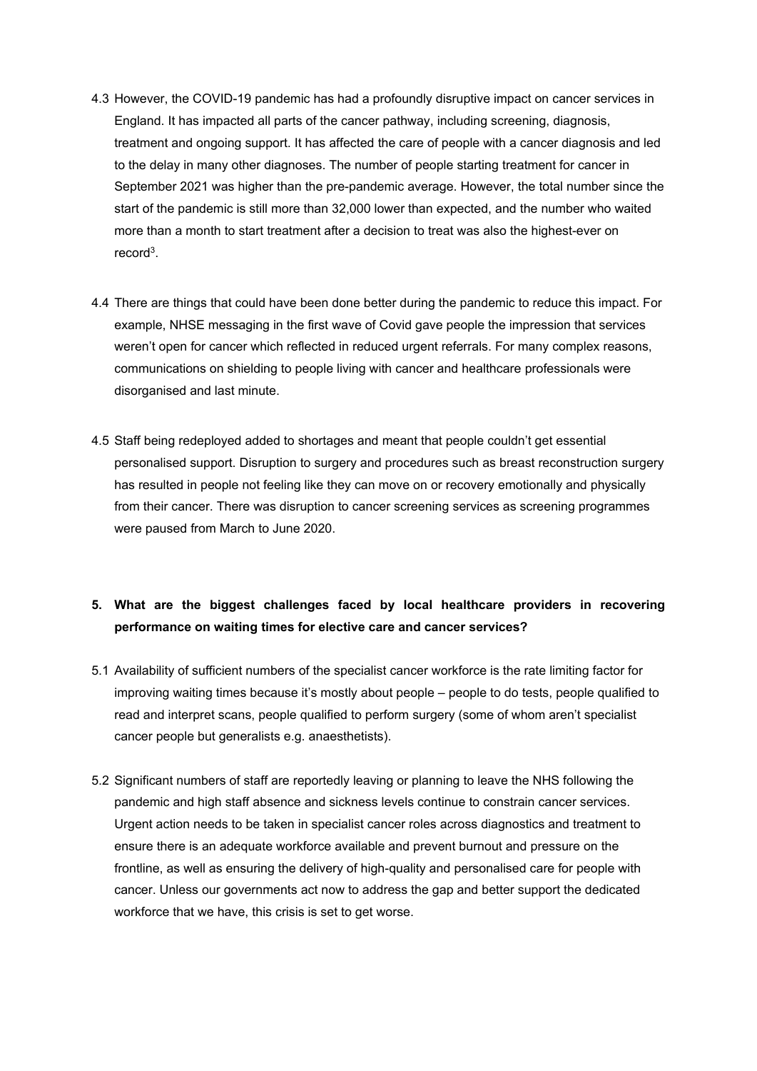4.3 However, the COVID-19 pandemic has had a profoundly disruptive impact on cancer services in England. It has impacted all parts of the cancer pathway, including screening, diagnosis, treatment and ongoing support. It has affected the care of people with a cancer diagnosis and led to the delay in many other diagnoses. The number of people starting treatment for cancer in September 2021 was higher than the pre-pandemic average. However, the total number since the start of the pandemic is still more than 32,000 lower than expected, and the number who waited more than a month to start treatment after a decision to treat was also the highest-ever on record[3].

4.4 There are things that could have been done better during the pandemic to reduce this impact. For example, NHSE messaging in the first wave of Covid gave people the impression that services weren't open for cancer which reflected in reduced urgent referrals. For many complex reasons, communications on shielding to people living with cancer and healthcare professionals were disorganised and last minute.

4.5 Staff being redeployed added to shortages and meant that people couldn't get essential personalised support. Disruption to surgery and procedures such as breast reconstruction surgery has resulted in people not feeling like they can move on or recovery emotionally and physically from their cancer. There was disruption to cancer screening services as screening programmes were paused from March to June 2020.

**5. What are the biggest challenges faced by local healthcare providers in recovering performance on waiting times for elective care and cancer services?**

5.1 Availability of sufficient numbers of the specialist cancer workforce is the rate limiting factor for improving waiting times because it's mostly about people – people to do tests, people qualified to read and interpret scans, people qualified to perform surgery (some of whom aren't specialist cancer people but generalists e.g. anaesthetists).

5.2 Significant numbers of staff are reportedly leaving or planning to leave the NHS following the pandemic and high staff absence and sickness levels continue to constrain cancer services. Urgent action needs to be taken in specialist cancer roles across diagnostics and treatment to ensure there is an adequate workforce available and prevent burnout and pressure on the frontline, as well as ensuring the delivery of high-quality and personalised care for people with cancer. Unless our governments act now to address the gap and better support the dedicated workforce that we have, this crisis is set to get worse.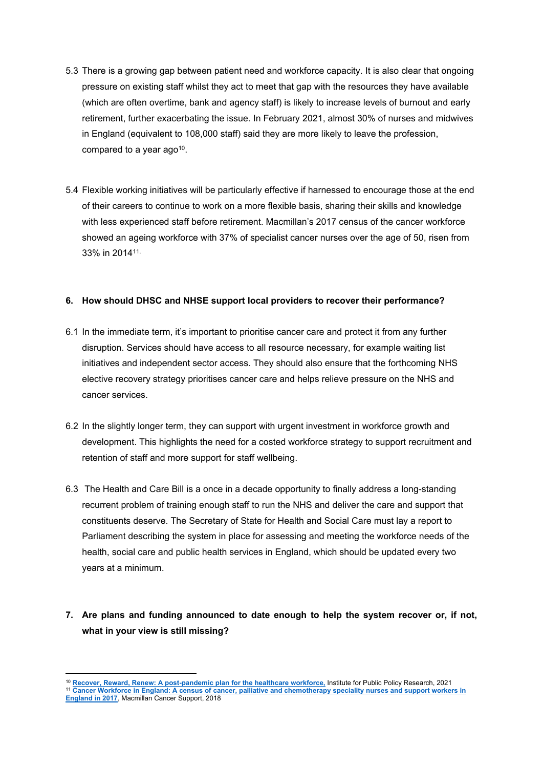5.3 There is a growing gap between patient need and workforce capacity. It is also clear that ongoing pressure on existing staff whilst they act to meet that gap with the resources they have available (which are often overtime, bank and agency staff) is likely to increase levels of burnout and early retirement, further exacerbating the issue. In February 2021, almost 30% of nurses and midwives in England (equivalent to 108,000 staff) said they are more likely to leave the profession, compared to a year ago[10].

5.4 Flexible working initiatives will be particularly effective if harnessed to encourage those at the end of their careers to continue to work on a more flexible basis, sharing their skills and knowledge with less experienced staff before retirement. Macmillan's 2017 census of the cancer workforce showed an ageing workforce with 37% of specialist cancer nurses over the age of 50, risen from 33% in 2014[11].

**6. How should DHSC and NHSE support local providers to recover their performance?**

6.1 In the immediate term, it's important to prioritise cancer care and protect it from any further disruption. Services should have access to all resource necessary, for example waiting list initiatives and independent sector access. They should also ensure that the forthcoming NHS elective recovery strategy prioritises cancer care and helps relieve pressure on the NHS and cancer services.

6.2 In the slightly longer term, they can support with urgent investment in workforce growth and development. This highlights the need for a costed workforce strategy to support recruitment and retention of staff and more support for staff wellbeing.

6.3 The Health and Care Bill is a once in a decade opportunity to finally address a long-standing recurrent problem of training enough staff to run the NHS and deliver the care and support that constituents deserve. The Secretary of State for Health and Social Care must lay a report to Parliament describing the system in place for assessing and meeting the workforce needs of the health, social care and public health services in England, which should be updated every two years at a minimum.

**7. Are plans and funding announced to date enough to help the system recover or, if not, what in your view is still missing?**

---

[10] **Recover, Reward, Renew: A post-pandemic plan for the healthcare workforce,** Institute for Public Policy Research, 2021

[11] **Cancer Workforce in England: A census of cancer, palliative and chemotherapy speciality nurses and support workers in England in 2017**, Macmillan Cancer Support, 2018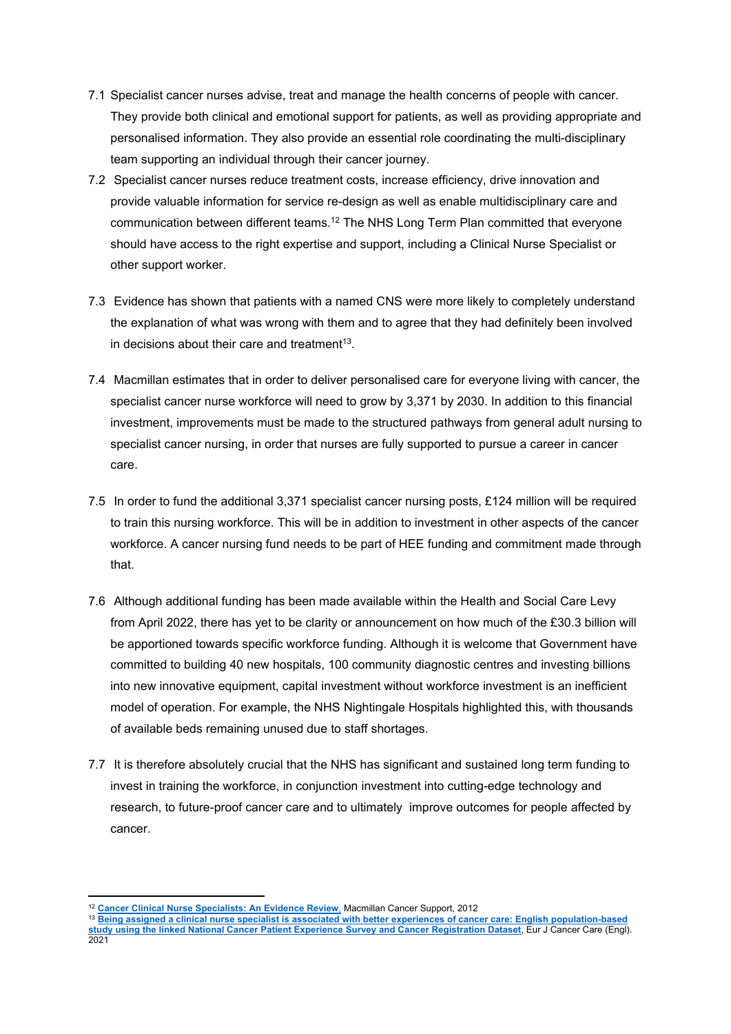7.1 Specialist cancer nurses advise, treat and manage the health concerns of people with cancer. They provide both clinical and emotional support for patients, as well as providing appropriate and personalised information. They also provide an essential role coordinating the multi-disciplinary team supporting an individual through their cancer journey.

7.2 Specialist cancer nurses reduce treatment costs, increase efficiency, drive innovation and provide valuable information for service re-design as well as enable multidisciplinary care and communication between different teams.[12] The NHS Long Term Plan committed that everyone should have access to the right expertise and support, including a Clinical Nurse Specialist or other support worker.

7.3 Evidence has shown that patients with a named CNS were more likely to completely understand the explanation of what was wrong with them and to agree that they had definitely been involved in decisions about their care and treatment[13].

7.4 Macmillan estimates that in order to deliver personalised care for everyone living with cancer, the specialist cancer nurse workforce will need to grow by 3,371 by 2030. In addition to this financial investment, improvements must be made to the structured pathways from general adult nursing to specialist cancer nursing, in order that nurses are fully supported to pursue a career in cancer care.

7.5 In order to fund the additional 3,371 specialist cancer nursing posts, £124 million will be required to train this nursing workforce. This will be in addition to investment in other aspects of the cancer workforce. A cancer nursing fund needs to be part of HEE funding and commitment made through that.

7.6 Although additional funding has been made available within the Health and Social Care Levy from April 2022, there has yet to be clarity or announcement on how much of the £30.3 billion will be apportioned towards specific workforce funding. Although it is welcome that Government have committed to building 40 new hospitals, 100 community diagnostic centres and investing billions into new innovative equipment, capital investment without workforce investment is an inefficient model of operation. For example, the NHS Nightingale Hospitals highlighted this, with thousands of available beds remaining unused due to staff shortages.

7.7 It is therefore absolutely crucial that the NHS has significant and sustained long term funding to invest in training the workforce, in conjunction investment into cutting-edge technology and research, to future-proof cancer care and to ultimately improve outcomes for people affected by cancer.

---

[12] **Cancer Clinical Nurse Specialists: An Evidence Review,** Macmillan Cancer Support, 2012

[13] **Being assigned a clinical nurse specialist is associated with better experiences of cancer care: English population-based study using the linked National Cancer Patient Experience Survey and Cancer Registration Dataset**, Eur J Cancer Care (Engl). 2021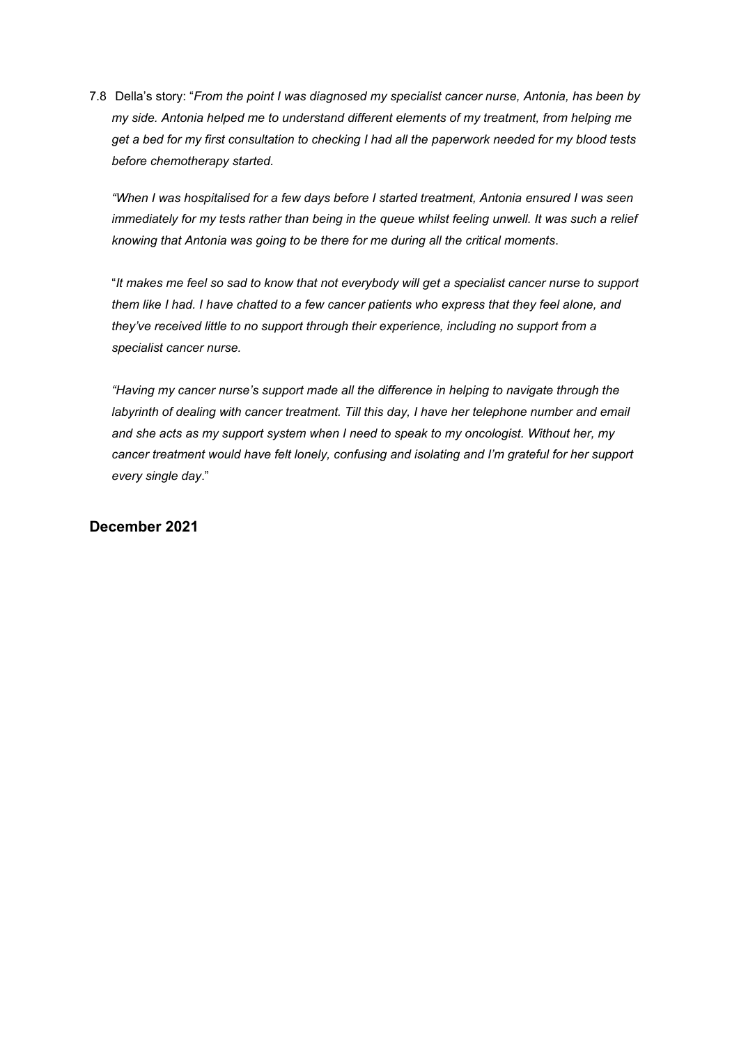7.8 Della's story: "*From the point I was diagnosed my specialist cancer nurse, Antonia, has been by my side. Antonia helped me to understand different elements of my treatment, from helping me get a bed for my first consultation to checking I had all the paperwork needed for my blood tests before chemotherapy started.*

*"When I was hospitalised for a few days before I started treatment, Antonia ensured I was seen immediately for my tests rather than being in the queue whilst feeling unwell. It was such a relief knowing that Antonia was going to be there for me during all the critical moments*.

"*It makes me feel so sad to know that not everybody will get a specialist cancer nurse to support them like I had. I have chatted to a few cancer patients who express that they feel alone, and they've received little to no support through their experience, including no support from a specialist cancer nurse.*

*"Having my cancer nurse's support made all the difference in helping to navigate through the labyrinth of dealing with cancer treatment. Till this day, I have her telephone number and email and she acts as my support system when I need to speak to my oncologist. Without her, my cancer treatment would have felt lonely, confusing and isolating and I'm grateful for her support every single day*."

**December 2021**